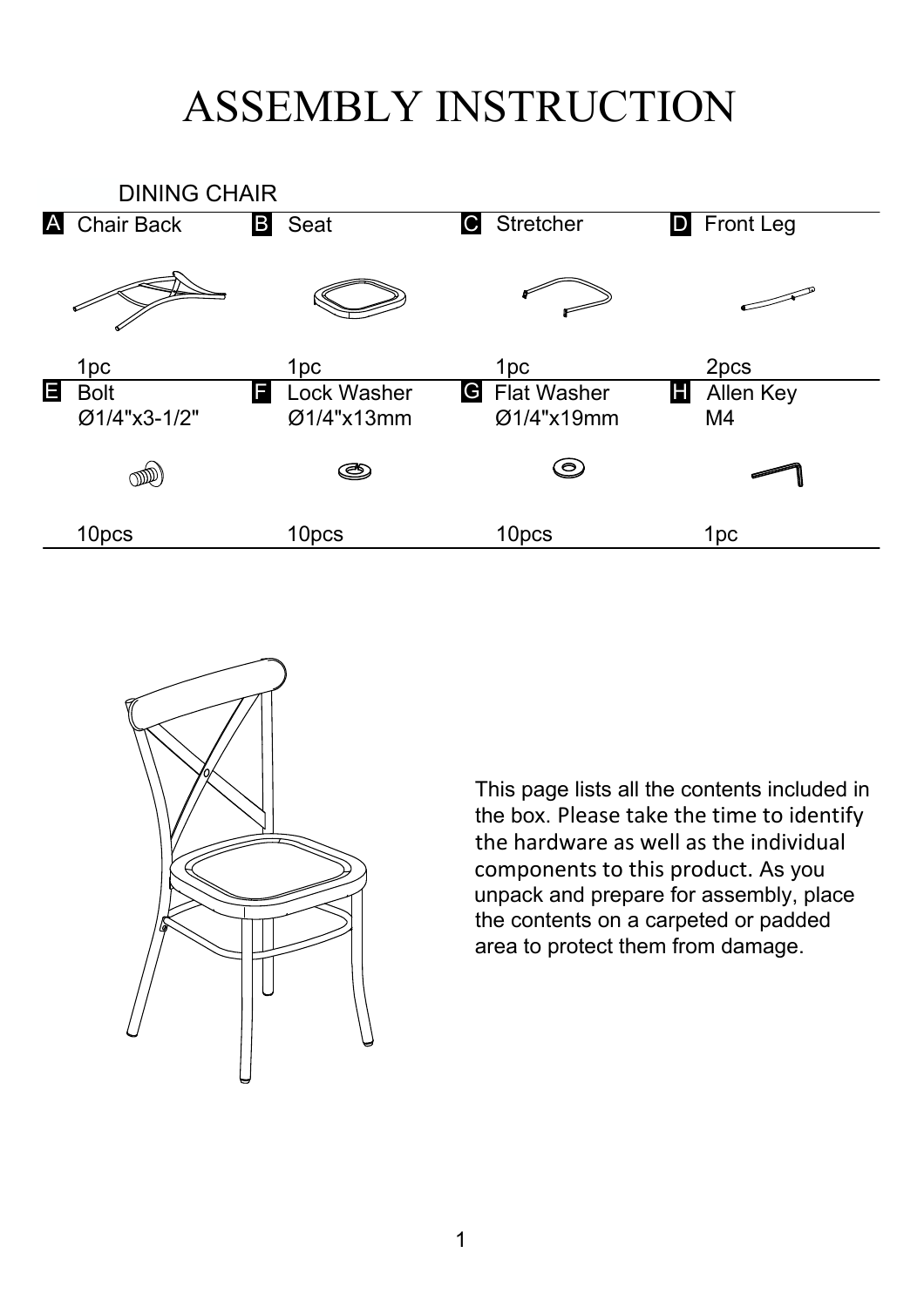# ASSEMBLY INSTRUCTION

## DINING CHAIR

| | | | |
|---|---|---|---|
| **A** Chair Back | **B** Seat | **C** Stretcher | **D** Front Leg |
| 1pc | 1pc | 1pc | 2pcs |
| **E** Bolt Ø1/4"x3-1/2" | **F** Lock Washer Ø1/4"x13mm | **G** Flat Washer Ø1/4"x19mm | **H** Allen Key M4 |
| 10pcs | 10pcs | 10pcs | 1pc |

This page lists all the contents included in the box. Please take the time to identify the hardware as well as the individual components to this product. As you unpack and prepare for assembly, place the contents on a carpeted or padded area to protect them from damage.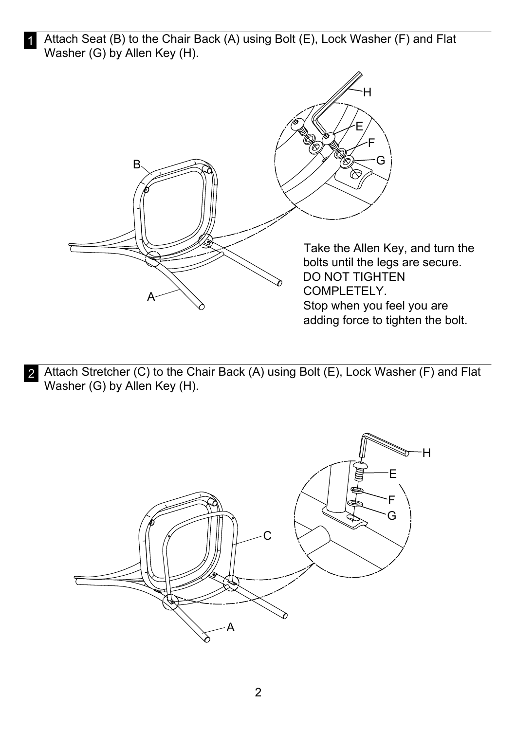**1** Attach Seat (B) to the Chair Back (A) using Bolt (E), Lock Washer (F) and Flat Washer (G) by Allen Key (H).

Take the Allen Key, and turn the bolts until the legs are secure.
DO NOT TIGHTEN COMPLETELY.
Stop when you feel you are adding force to tighten the bolt.

**2** Attach Stretcher (C) to the Chair Back (A) using Bolt (E), Lock Washer (F) and Flat Washer (G) by Allen Key (H).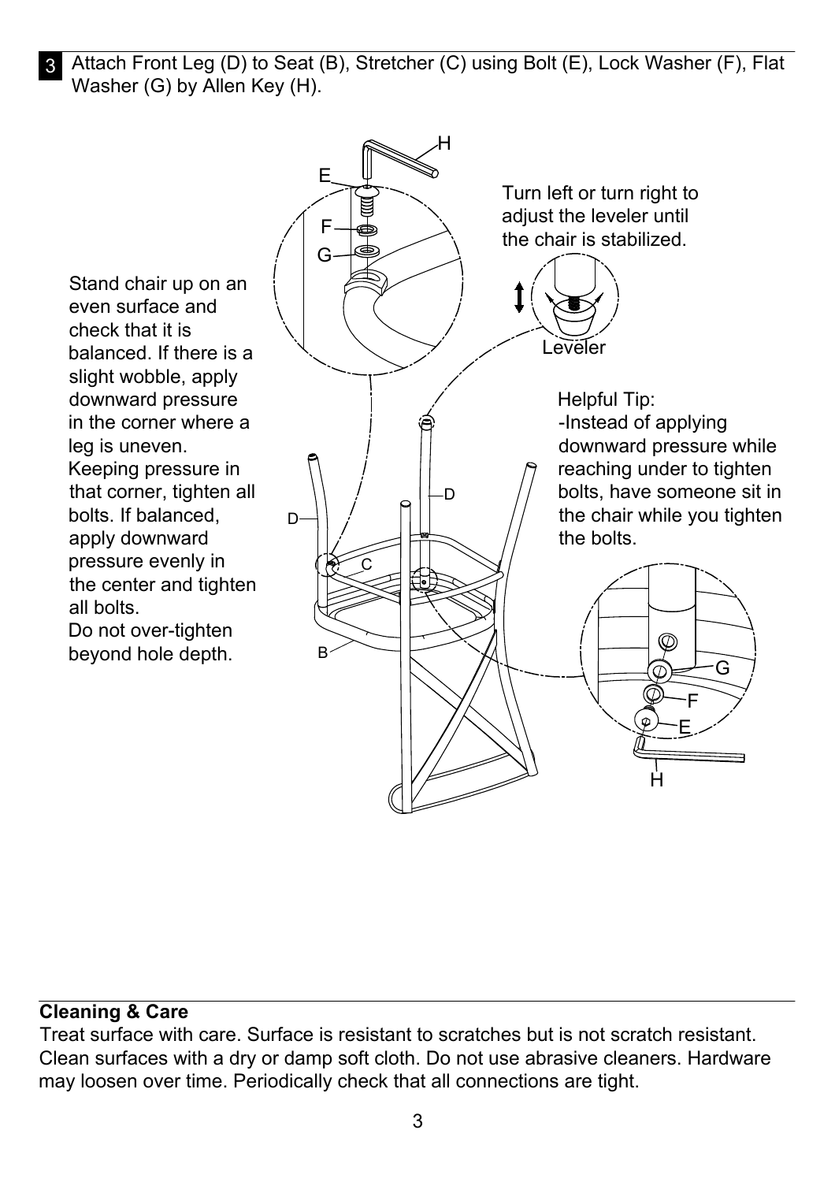**3** Attach Front Leg (D) to Seat (B), Stretcher (C) using Bolt (E), Lock Washer (F), Flat Washer (G) by Allen Key (H).

Stand chair up on an even surface and check that it is balanced. If there is a slight wobble, apply downward pressure in the corner where a leg is uneven. Keeping pressure in that corner, tighten all bolts. If balanced, apply downward pressure evenly in the center and tighten all bolts.
Do not over-tighten beyond hole depth.

Turn left or turn right to adjust the leveler until the chair is stabilized.

Leveler

Helpful Tip:
-Instead of applying downward pressure while reaching under to tighten bolts, have someone sit in the chair while you tighten the bolts.

H
E
F
G
D
D
C
B
G
F
E
H

## Cleaning & Care

Treat surface with care. Surface is resistant to scratches but is not scratch resistant. Clean surfaces with a dry or damp soft cloth. Do not use abrasive cleaners. Hardware may loosen over time. Periodically check that all connections are tight.